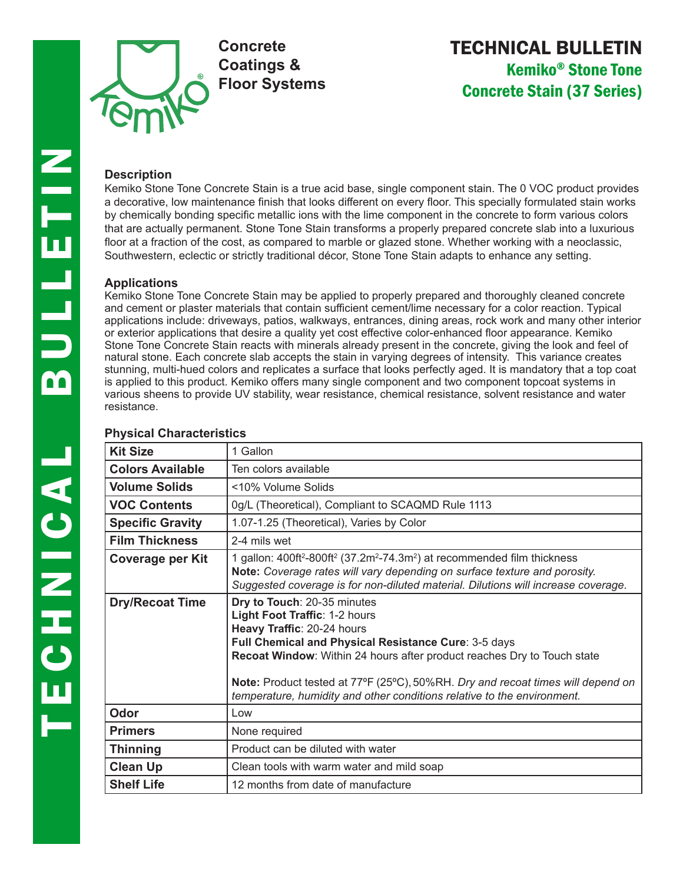Concrete Coatings & Floor Systems

# TECHNICAL BULLETIN

## Kemiko® Stone Tone Concrete Stain (37 Series)

### Description

Kemiko Stone Tone Concrete Stain is a true acid base, single component stain. The 0 VOC product provides a decorative, low maintenance finish that looks different on every floor. This specially formulated stain works by chemically bonding specific metallic ions with the lime component in the concrete to form various colors that are actually permanent. Stone Tone Stain transforms a properly prepared concrete slab into a luxurious floor at a fraction of the cost, as compared to marble or glazed stone. Whether working with a neoclassic, Southwestern, eclectic or strictly traditional décor, Stone Tone Stain adapts to enhance any setting.

### Applications

Kemiko Stone Tone Concrete Stain may be applied to properly prepared and thoroughly cleaned concrete and cement or plaster materials that contain sufficient cement/lime necessary for a color reaction. Typical applications include: driveways, patios, walkways, entrances, dining areas, rock work and many other interior or exterior applications that desire a quality yet cost effective color-enhanced floor appearance. Kemiko Stone Tone Concrete Stain reacts with minerals already present in the concrete, giving the look and feel of natural stone. Each concrete slab accepts the stain in varying degrees of intensity. This variance creates stunning, multi-hued colors and replicates a surface that looks perfectly aged. It is mandatory that a top coat is applied to this product. Kemiko offers many single component and two component topcoat systems in various sheens to provide UV stability, wear resistance, chemical resistance, solvent resistance and water resistance.

### Physical Characteristics

| | |
|---|---|
| **Kit Size** | 1 Gallon |
| **Colors Available** | Ten colors available |
| **Volume Solids** | <10% Volume Solids |
| **VOC Contents** | 0g/L (Theoretical), Compliant to SCAQMD Rule 1113 |
| **Specific Gravity** | 1.07-1.25 (Theoretical), Varies by Color |
| **Film Thickness** | 2-4 mils wet |
| **Coverage per Kit** | 1 gallon: 400ft$^2$-800ft$^2$ (37.2m$^2$-74.3m$^2$) at recommended film thickness<br>**Note:** *Coverage rates will vary depending on surface texture and porosity. Suggested coverage is for non-diluted material. Dilutions will increase coverage.* |
| **Dry/Recoat Time** | **Dry to Touch**: 20-35 minutes<br>**Light Foot Traffic**: 1-2 hours<br>**Heavy Traffic**: 20-24 hours<br>**Full Chemical and Physical Resistance Cure**: 3-5 days<br>**Recoat Window**: Within 24 hours after product reaches Dry to Touch state<br><br>**Note:** Product tested at 77ºF (25ºC), 50%RH. *Dry and recoat times will depend on temperature, humidity and other conditions relative to the environment.* |
| **Odor** | Low |
| **Primers** | None required |
| **Thinning** | Product can be diluted with water |
| **Clean Up** | Clean tools with warm water and mild soap |
| **Shelf Life** | 12 months from date of manufacture |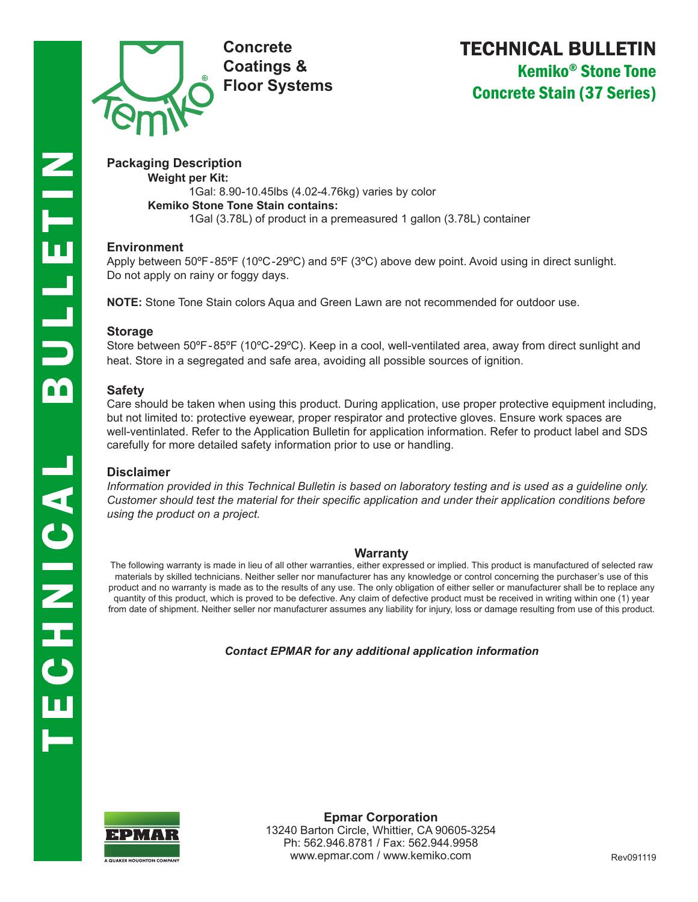Concrete
Coatings &
Floor Systems

# TECHNICAL BULLETIN

## Kemiko® Stone Tone Concrete Stain (37 Series)

### Packaging Description

**Weight per Kit:**

1Gal: 8.90-10.45lbs (4.02-4.76kg) varies by color

**Kemiko Stone Tone Stain contains:**

1Gal (3.78L) of product in a premeasured 1 gallon (3.78L) container

### Environment

Apply between 50ºF-85ºF (10ºC-29ºC) and 5ºF (3ºC) above dew point. Avoid using in direct sunlight. Do not apply on rainy or foggy days.

**NOTE:** Stone Tone Stain colors Aqua and Green Lawn are not recommended for outdoor use.

### Storage

Store between 50ºF-85ºF (10ºC-29ºC). Keep in a cool, well-ventilated area, away from direct sunlight and heat. Store in a segregated and safe area, avoiding all possible sources of ignition.

### Safety

Care should be taken when using this product. During application, use proper protective equipment including, but not limited to: protective eyewear, proper respirator and protective gloves. Ensure work spaces are well-ventinlated. Refer to the Application Bulletin for application information. Refer to product label and SDS carefully for more detailed safety information prior to use or handling.

### Disclaimer

*Information provided in this Technical Bulletin is based on laboratory testing and is used as a guideline only. Customer should test the material for their specific application and under their application conditions before using the product on a project.*

### Warranty

The following warranty is made in lieu of all other warranties, either expressed or implied. This product is manufactured of selected raw materials by skilled technicians. Neither seller nor manufacturer has any knowledge or control concerning the purchaser's use of this product and no warranty is made as to the results of any use. The only obligation of either seller or manufacturer shall be to replace any quantity of this product, which is proved to be defective. Any claim of defective product must be received in writing within one (1) year from date of shipment. Neither seller nor manufacturer assumes any liability for injury, loss or damage resulting from use of this product.

***Contact EPMAR for any additional application information***

**Epmar Corporation**
13240 Barton Circle, Whittier, CA 90605-3254
Ph: 562.946.8781 / Fax: 562.944.9958
www.epmar.com / www.kemiko.com

Rev091119